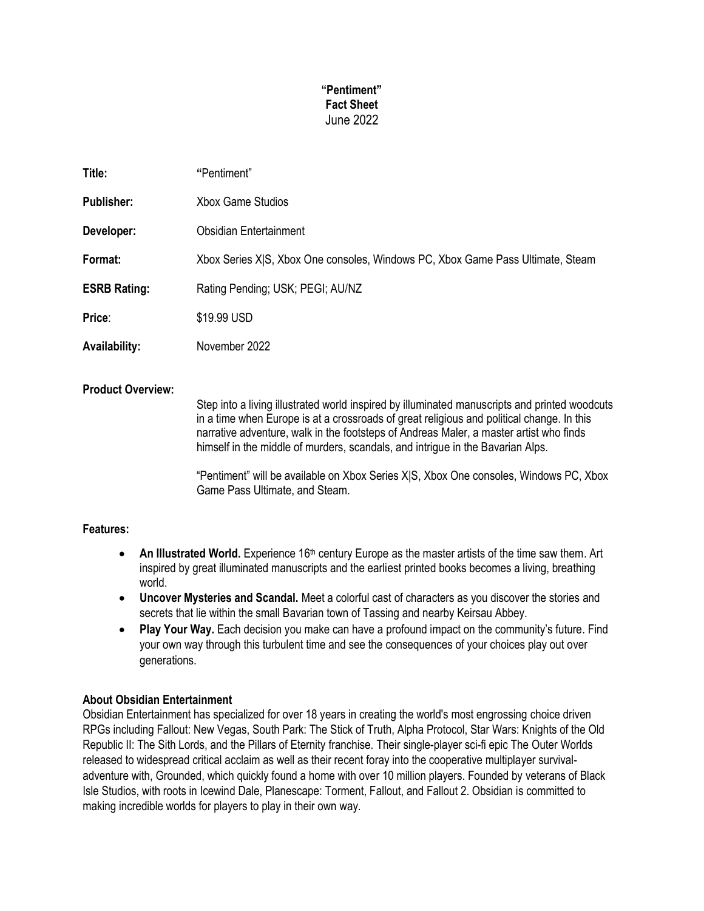**"Pentiment"**
**Fact Sheet**
June 2022

| | |
|---|---|
| **Title:** | "Pentiment" |
| **Publisher:** | Xbox Game Studios |
| **Developer:** | Obsidian Entertainment |
| **Format:** | Xbox Series X\|S, Xbox One consoles, Windows PC, Xbox Game Pass Ultimate, Steam |
| **ESRB Rating:** | Rating Pending; USK; PEGI; AU/NZ |
| **Price:** | $19.99 USD |
| **Availability:** | November 2022 |

**Product Overview:**

Step into a living illustrated world inspired by illuminated manuscripts and printed woodcuts in a time when Europe is at a crossroads of great religious and political change. In this narrative adventure, walk in the footsteps of Andreas Maler, a master artist who finds himself in the middle of murders, scandals, and intrigue in the Bavarian Alps.

"Pentiment" will be available on Xbox Series X|S, Xbox One consoles, Windows PC, Xbox Game Pass Ultimate, and Steam.

**Features:**

- **An Illustrated World.** Experience 16th century Europe as the master artists of the time saw them. Art inspired by great illuminated manuscripts and the earliest printed books becomes a living, breathing world.
- **Uncover Mysteries and Scandal.** Meet a colorful cast of characters as you discover the stories and secrets that lie within the small Bavarian town of Tassing and nearby Keirsau Abbey.
- **Play Your Way.** Each decision you make can have a profound impact on the community's future. Find your own way through this turbulent time and see the consequences of your choices play out over generations.

**About Obsidian Entertainment**

Obsidian Entertainment has specialized for over 18 years in creating the world's most engrossing choice driven RPGs including Fallout: New Vegas, South Park: The Stick of Truth, Alpha Protocol, Star Wars: Knights of the Old Republic II: The Sith Lords, and the Pillars of Eternity franchise. Their single-player sci-fi epic The Outer Worlds released to widespread critical acclaim as well as their recent foray into the cooperative multiplayer survival-adventure with, Grounded, which quickly found a home with over 10 million players. Founded by veterans of Black Isle Studios, with roots in Icewind Dale, Planescape: Torment, Fallout, and Fallout 2. Obsidian is committed to making incredible worlds for players to play in their own way.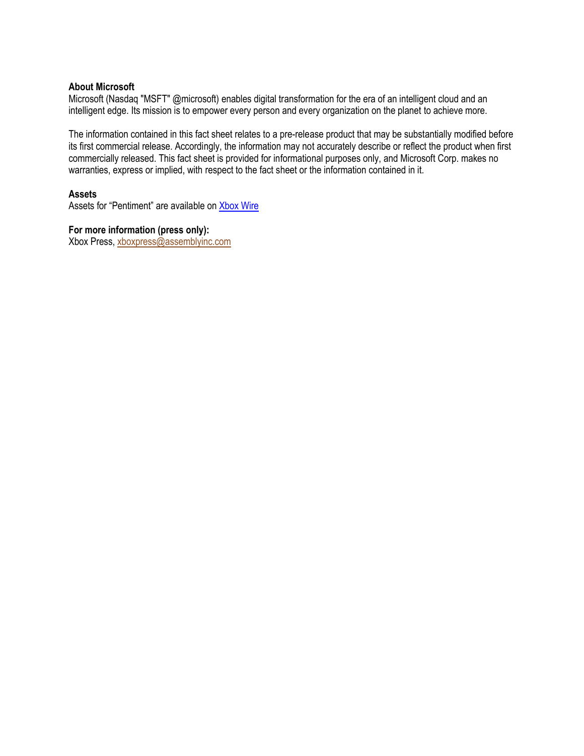**About Microsoft**
Microsoft (Nasdaq "MSFT" @microsoft) enables digital transformation for the era of an intelligent cloud and an intelligent edge. Its mission is to empower every person and every organization on the planet to achieve more.

The information contained in this fact sheet relates to a pre-release product that may be substantially modified before its first commercial release. Accordingly, the information may not accurately describe or reflect the product when first commercially released. This fact sheet is provided for informational purposes only, and Microsoft Corp. makes no warranties, express or implied, with respect to the fact sheet or the information contained in it.

**Assets**
Assets for "Pentiment" are available on Xbox Wire

**For more information (press only):**
Xbox Press, xboxpress@assemblyinc.com